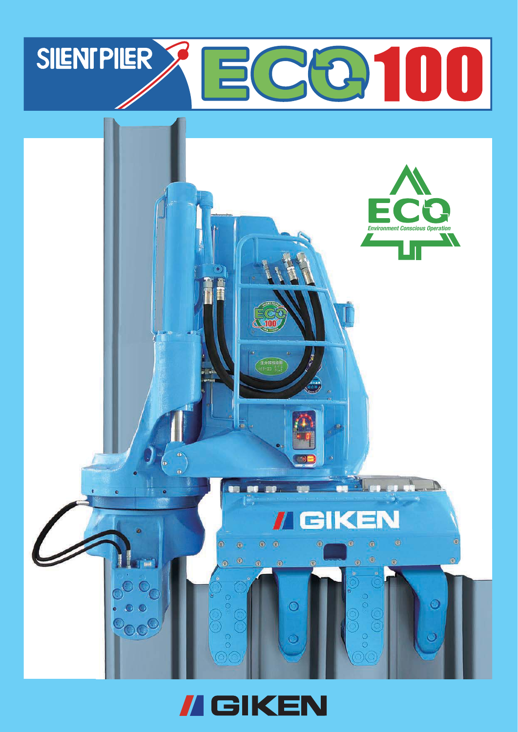# SILENT PILER ECO100

ECO
*Environment Conscious Operation*

GIKEN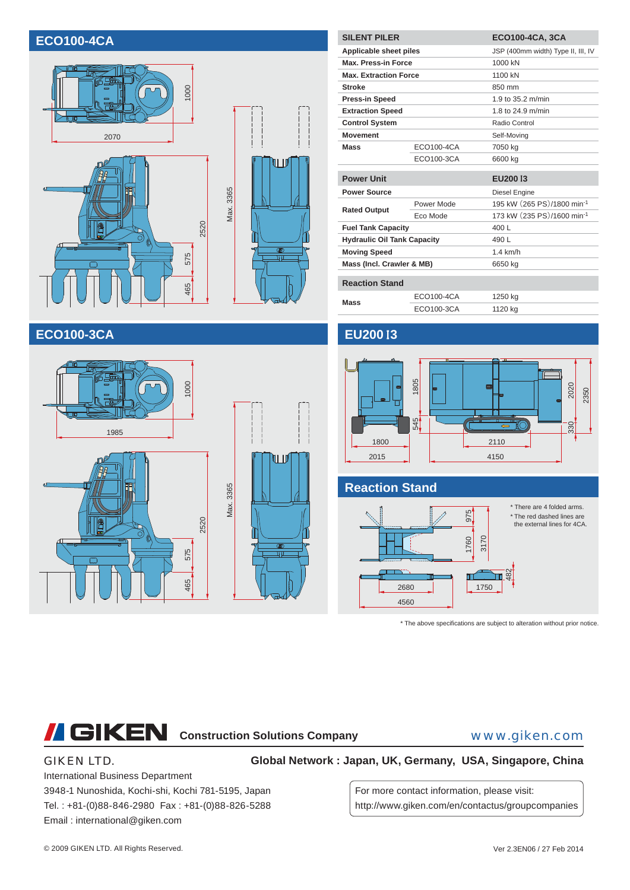## ECO100-4CA

1000

2070

2520

575

465

Max. 3365

## ECO100-3CA

1000

1985

2520

575

465

Max. 3365

| SILENT PILER | | ECO100-4CA, 3CA |
|---|---|---|
| **Applicable sheet piles** | | JSP (400mm width) Type II, III, IV |
| **Max. Press-in Force** | | 1000 kN |
| **Max. Extraction Force** | | 1100 kN |
| **Stroke** | | 850 mm |
| **Press-in Speed** | | 1.9 to 35.2 m/min |
| **Extraction Speed** | | 1.8 to 24.9 m/min |
| **Control System** | | Radio Control |
| **Movement** | | Self-Moving |
| **Mass** | ECO100-4CA | 7050 kg |
| | ECO100-3CA | 6600 kg |

| Power Unit | | EU200 I3 |
|---|---|---|
| **Power Source** | | Diesel Engine |
| **Rated Output** | Power Mode | 195 kW (265 PS)/1800 $min^{-1}$ |
| | Eco Mode | 173 kW (235 PS)/1600 $min^{-1}$ |
| **Fuel Tank Capacity** | | 400 L |
| **Hydraulic Oil Tank Capacity** | | 490 L |
| **Moving Speed** | | 1.4 km/h |
| **Mass (Incl. Crawler & MB)** | | 6650 kg |

| Reaction Stand | | |
|---|---|---|
| **Mass** | ECO100-4CA | 1250 kg |
| | ECO100-3CA | 1120 kg |

## EU200 I3

1805

545

1800

2015

2110

4150

2020

2350

330

## Reaction Stand

975

1760

3170

482

2680

4560

1750

* There are 4 folded arms.
* The red dashed lines are the external lines for 4CA.

* The above specifications are subject to alteration without prior notice.

GIKEN Construction Solutions Company www.giken.com

GIKEN LTD.
International Business Department
3948-1 Nunoshida, Kochi-shi, Kochi 781-5195, Japan
Tel. : +81-(0)88-846-2980 Fax : +81-(0)88-826-5288
Email : international@giken.com

**Global Network : Japan, UK, Germany, USA, Singapore, China**

For more contact information, please visit:
http://www.giken.com/en/contactus/groupcompanies

© 2009 GIKEN LTD. All Rights Reserved.

Ver 2.3EN06 / 27 Feb 2014